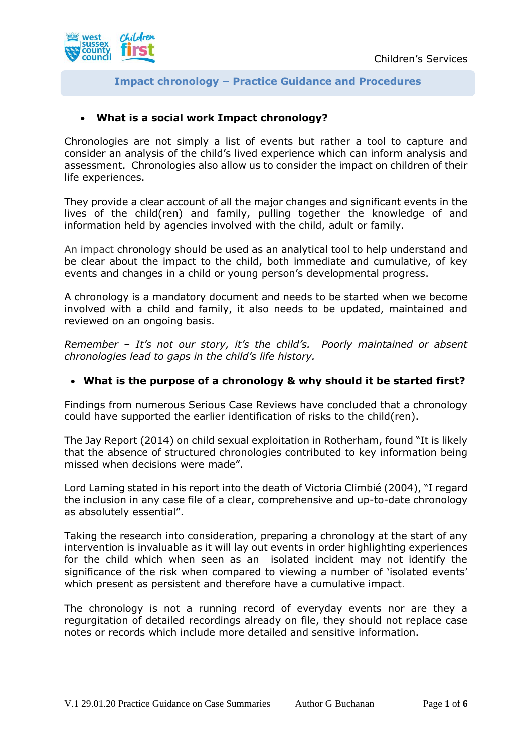Children's Services

# Impact chronology – Practice Guidance and Procedures

- **What is a social work Impact chronology?**

Chronologies are not simply a list of events but rather a tool to capture and consider an analysis of the child's lived experience which can inform analysis and assessment. Chronologies also allow us to consider the impact on children of their life experiences.

They provide a clear account of all the major changes and significant events in the lives of the child(ren) and family, pulling together the knowledge of and information held by agencies involved with the child, adult or family.

An impact chronology should be used as an analytical tool to help understand and be clear about the impact to the child, both immediate and cumulative, of key events and changes in a child or young person's developmental progress.

A chronology is a mandatory document and needs to be started when we become involved with a child and family, it also needs to be updated, maintained and reviewed on an ongoing basis.

*Remember – It's not our story, it's the child's. Poorly maintained or absent chronologies lead to gaps in the child's life history.*

- **What is the purpose of a chronology & why should it be started first?**

Findings from numerous Serious Case Reviews have concluded that a chronology could have supported the earlier identification of risks to the child(ren).

The Jay Report (2014) on child sexual exploitation in Rotherham, found "It is likely that the absence of structured chronologies contributed to key information being missed when decisions were made".

Lord Laming stated in his report into the death of Victoria Climbié (2004), "I regard the inclusion in any case file of a clear, comprehensive and up-to-date chronology as absolutely essential".

Taking the research into consideration, preparing a chronology at the start of any intervention is invaluable as it will lay out events in order highlighting experiences for the child which when seen as an isolated incident may not identify the significance of the risk when compared to viewing a number of 'isolated events' which present as persistent and therefore have a cumulative impact.

The chronology is not a running record of everyday events nor are they a regurgitation of detailed recordings already on file, they should not replace case notes or records which include more detailed and sensitive information.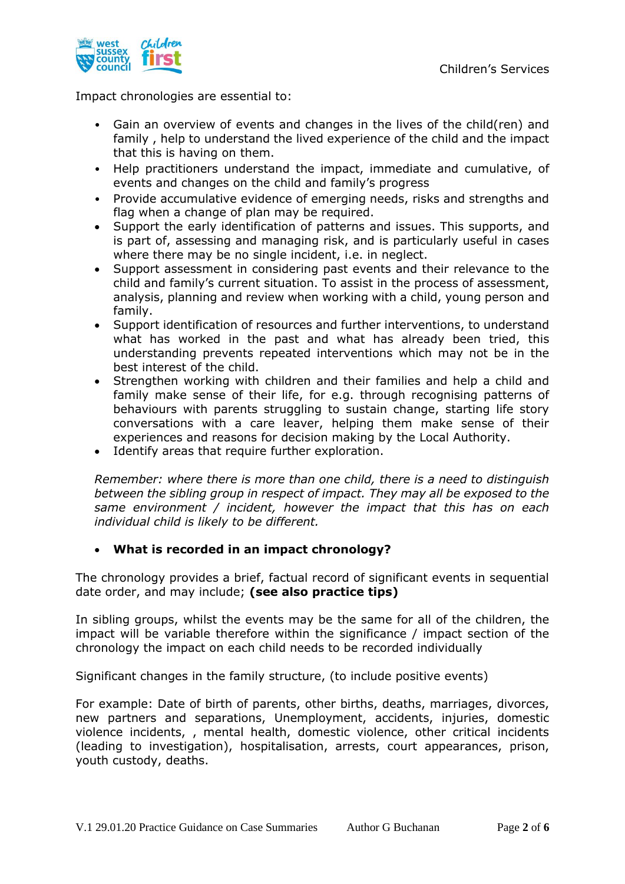Impact chronologies are essential to:

- Gain an overview of events and changes in the lives of the child(ren) and family , help to understand the lived experience of the child and the impact that this is having on them.
- Help practitioners understand the impact, immediate and cumulative, of events and changes on the child and family's progress
- Provide accumulative evidence of emerging needs, risks and strengths and flag when a change of plan may be required.
- Support the early identification of patterns and issues. This supports, and is part of, assessing and managing risk, and is particularly useful in cases where there may be no single incident, i.e. in neglect.
- Support assessment in considering past events and their relevance to the child and family's current situation. To assist in the process of assessment, analysis, planning and review when working with a child, young person and family.
- Support identification of resources and further interventions, to understand what has worked in the past and what has already been tried, this understanding prevents repeated interventions which may not be in the best interest of the child.
- Strengthen working with children and their families and help a child and family make sense of their life, for e.g. through recognising patterns of behaviours with parents struggling to sustain change, starting life story conversations with a care leaver, helping them make sense of their experiences and reasons for decision making by the Local Authority.
- Identify areas that require further exploration.

*Remember: where there is more than one child, there is a need to distinguish between the sibling group in respect of impact. They may all be exposed to the same environment / incident, however the impact that this has on each individual child is likely to be different.*

- **What is recorded in an impact chronology?**

The chronology provides a brief, factual record of significant events in sequential date order, and may include; **(see also practice tips)**

In sibling groups, whilst the events may be the same for all of the children, the impact will be variable therefore within the significance / impact section of the chronology the impact on each child needs to be recorded individually

Significant changes in the family structure, (to include positive events)

For example: Date of birth of parents, other births, deaths, marriages, divorces, new partners and separations, Unemployment, accidents, injuries, domestic violence incidents, , mental health, domestic violence, other critical incidents (leading to investigation), hospitalisation, arrests, court appearances, prison, youth custody, deaths.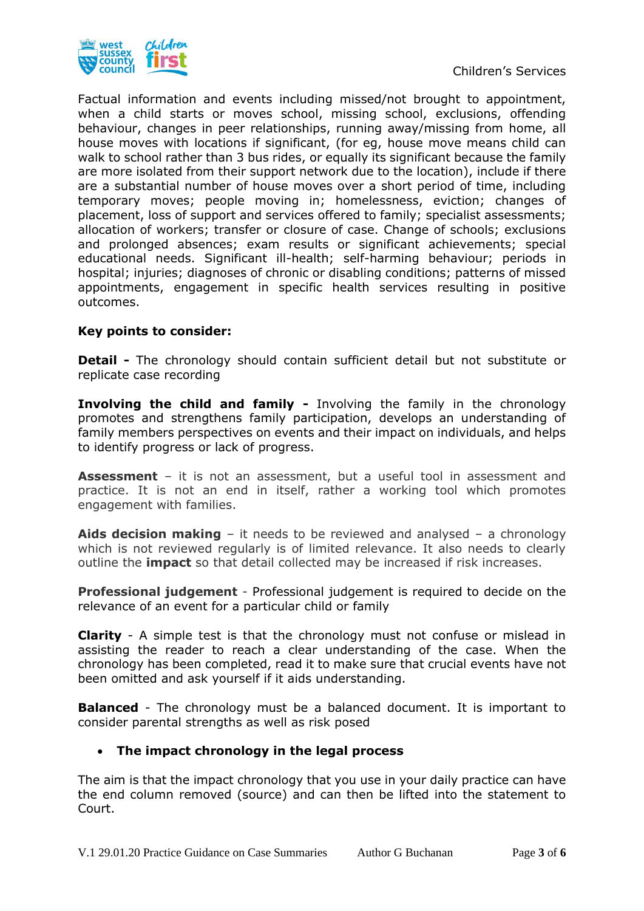Factual information and events including missed/not brought to appointment, when a child starts or moves school, missing school, exclusions, offending behaviour, changes in peer relationships, running away/missing from home, all house moves with locations if significant, (for eg, house move means child can walk to school rather than 3 bus rides, or equally its significant because the family are more isolated from their support network due to the location), include if there are a substantial number of house moves over a short period of time, including temporary moves; people moving in; homelessness, eviction; changes of placement, loss of support and services offered to family; specialist assessments; allocation of workers; transfer or closure of case. Change of schools; exclusions and prolonged absences; exam results or significant achievements; special educational needs. Significant ill-health; self-harming behaviour; periods in hospital; injuries; diagnoses of chronic or disabling conditions; patterns of missed appointments, engagement in specific health services resulting in positive outcomes.

**Key points to consider:**

**Detail -** The chronology should contain sufficient detail but not substitute or replicate case recording

**Involving the child and family -** Involving the family in the chronology promotes and strengthens family participation, develops an understanding of family members perspectives on events and their impact on individuals, and helps to identify progress or lack of progress.

**Assessment** – it is not an assessment, but a useful tool in assessment and practice. It is not an end in itself, rather a working tool which promotes engagement with families.

**Aids decision making** – it needs to be reviewed and analysed – a chronology which is not reviewed regularly is of limited relevance. It also needs to clearly outline the **impact** so that detail collected may be increased if risk increases.

**Professional judgement** - Professional judgement is required to decide on the relevance of an event for a particular child or family

**Clarity** - A simple test is that the chronology must not confuse or mislead in assisting the reader to reach a clear understanding of the case. When the chronology has been completed, read it to make sure that crucial events have not been omitted and ask yourself if it aids understanding.

**Balanced** - The chronology must be a balanced document. It is important to consider parental strengths as well as risk posed

- **The impact chronology in the legal process**

The aim is that the impact chronology that you use in your daily practice can have the end column removed (source) and can then be lifted into the statement to Court.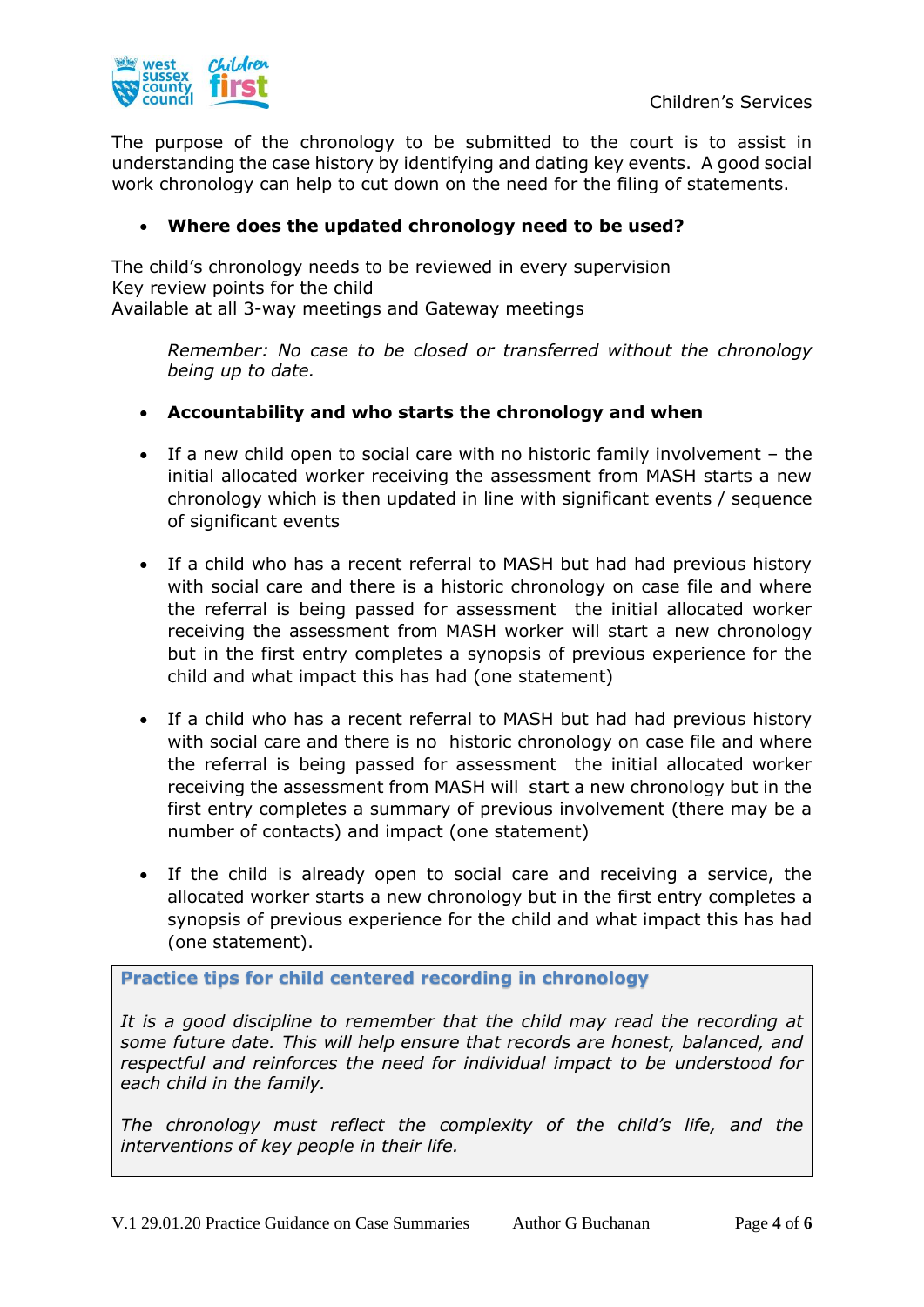The purpose of the chronology to be submitted to the court is to assist in understanding the case history by identifying and dating key events. A good social work chronology can help to cut down on the need for the filing of statements.

- **Where does the updated chronology need to be used?**

The child's chronology needs to be reviewed in every supervision
Key review points for the child
Available at all 3-way meetings and Gateway meetings

> *Remember: No case to be closed or transferred without the chronology being up to date.*

- **Accountability and who starts the chronology and when**

- If a new child open to social care with no historic family involvement – the initial allocated worker receiving the assessment from MASH starts a new chronology which is then updated in line with significant events / sequence of significant events

- If a child who has a recent referral to MASH but had had previous history with social care and there is a historic chronology on case file and where the referral is being passed for assessment the initial allocated worker receiving the assessment from MASH worker will start a new chronology but in the first entry completes a synopsis of previous experience for the child and what impact this has had (one statement)

- If a child who has a recent referral to MASH but had had previous history with social care and there is no historic chronology on case file and where the referral is being passed for assessment the initial allocated worker receiving the assessment from MASH will start a new chronology but in the first entry completes a summary of previous involvement (there may be a number of contacts) and impact (one statement)

- If the child is already open to social care and receiving a service, the allocated worker starts a new chronology but in the first entry completes a synopsis of previous experience for the child and what impact this has had (one statement).

**Practice tips for child centered recording in chronology**

*It is a good discipline to remember that the child may read the recording at some future date. This will help ensure that records are honest, balanced, and respectful and reinforces the need for individual impact to be understood for each child in the family.*

*The chronology must reflect the complexity of the child's life, and the interventions of key people in their life.*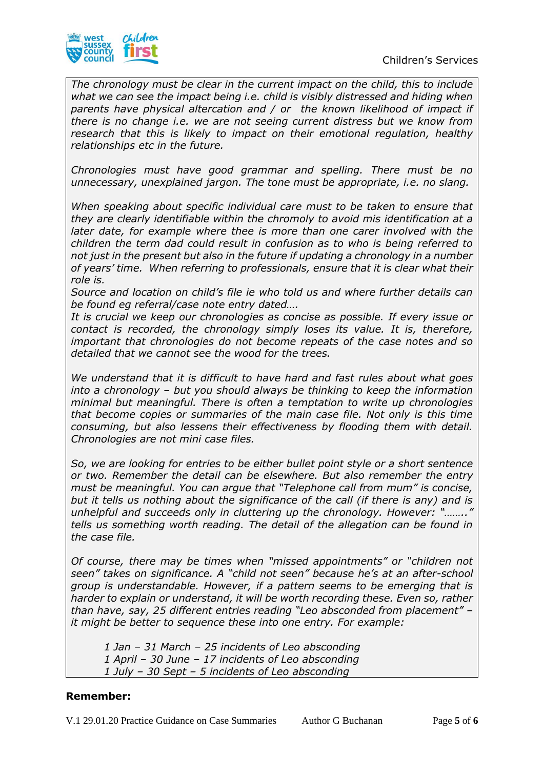*The chronology must be clear in the current impact on the child, this to include what we can see the impact being i.e. child is visibly distressed and hiding when parents have physical altercation and / or the known likelihood of impact if there is no change i.e. we are not seeing current distress but we know from research that this is likely to impact on their emotional regulation, healthy relationships etc in the future.*

*Chronologies must have good grammar and spelling. There must be no unnecessary, unexplained jargon. The tone must be appropriate, i.e. no slang.*

*When speaking about specific individual care must to be taken to ensure that they are clearly identifiable within the chromoly to avoid mis identification at a later date, for example where thee is more than one carer involved with the children the term dad could result in confusion as to who is being referred to not just in the present but also in the future if updating a chronology in a number of years' time. When referring to professionals, ensure that it is clear what their role is.*

*Source and location on child's file ie who told us and where further details can be found eg referral/case note entry dated….*

*It is crucial we keep our chronologies as concise as possible. If every issue or contact is recorded, the chronology simply loses its value. It is, therefore, important that chronologies do not become repeats of the case notes and so detailed that we cannot see the wood for the trees.*

*We understand that it is difficult to have hard and fast rules about what goes into a chronology – but you should always be thinking to keep the information minimal but meaningful. There is often a temptation to write up chronologies that become copies or summaries of the main case file. Not only is this time consuming, but also lessens their effectiveness by flooding them with detail. Chronologies are not mini case files.*

*So, we are looking for entries to be either bullet point style or a short sentence or two. Remember the detail can be elsewhere. But also remember the entry must be meaningful. You can argue that "Telephone call from mum" is concise, but it tells us nothing about the significance of the call (if there is any) and is unhelpful and succeeds only in cluttering up the chronology. However: "…….." tells us something worth reading. The detail of the allegation can be found in the case file.*

*Of course, there may be times when "missed appointments" or "children not seen" takes on significance. A "child not seen" because he's at an after-school group is understandable. However, if a pattern seems to be emerging that is harder to explain or understand, it will be worth recording these. Even so, rather than have, say, 25 different entries reading "Leo absconded from placement" – it might be better to sequence these into one entry. For example:*

*1 Jan – 31 March – 25 incidents of Leo absconding*
*1 April – 30 June – 17 incidents of Leo absconding*
*1 July – 30 Sept – 5 incidents of Leo absconding*

**Remember:**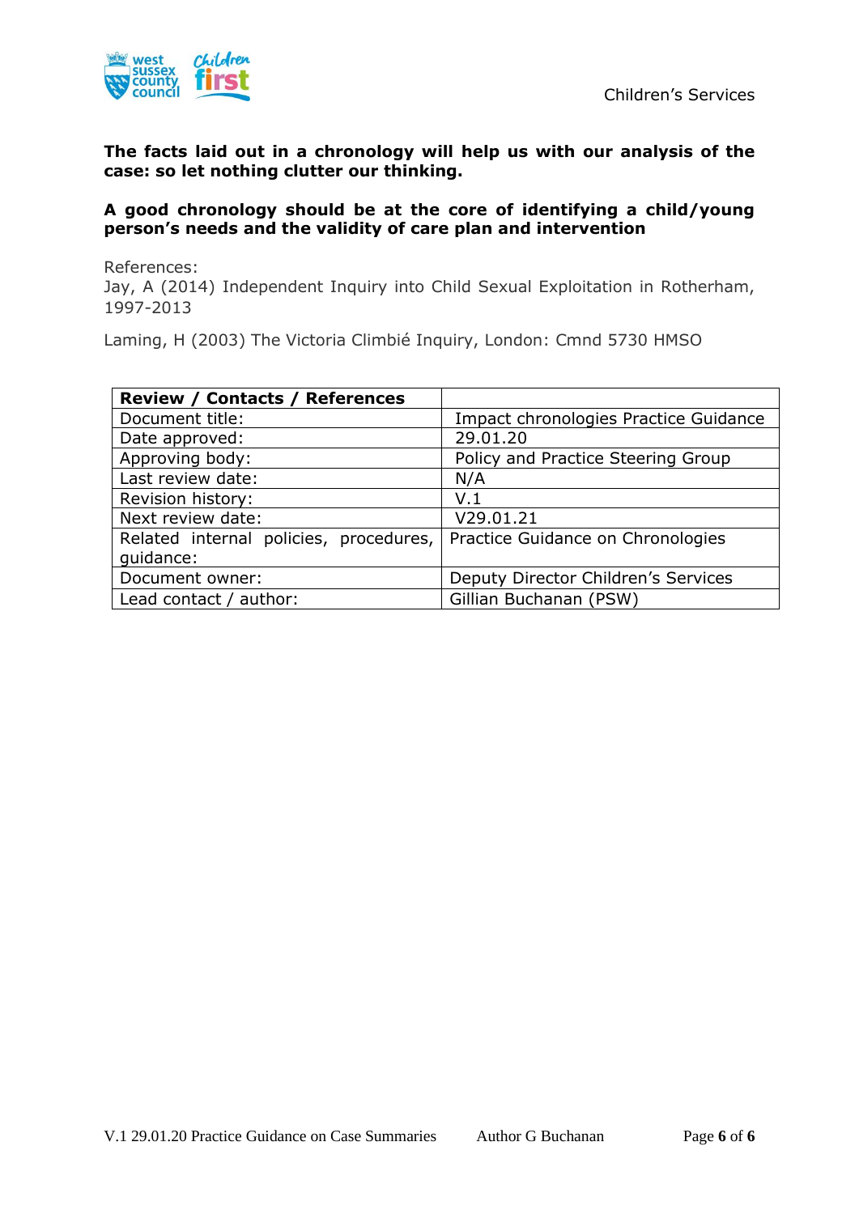**The facts laid out in a chronology will help us with our analysis of the case: so let nothing clutter our thinking.**

**A good chronology should be at the core of identifying a child/young person's needs and the validity of care plan and intervention**

References:
Jay, A (2014) Independent Inquiry into Child Sexual Exploitation in Rotherham, 1997-2013

Laming, H (2003) The Victoria Climbié Inquiry, London: Cmnd 5730 HMSO

| **Review / Contacts / References** | |
|---|---|
| Document title: | Impact chronologies Practice Guidance |
| Date approved: | 29.01.20 |
| Approving body: | Policy and Practice Steering Group |
| Last review date: | N/A |
| Revision history: | V.1 |
| Next review date: | V29.01.21 |
| Related internal policies, procedures, guidance: | Practice Guidance on Chronologies |
| Document owner: | Deputy Director Children's Services |
| Lead contact / author: | Gillian Buchanan (PSW) |